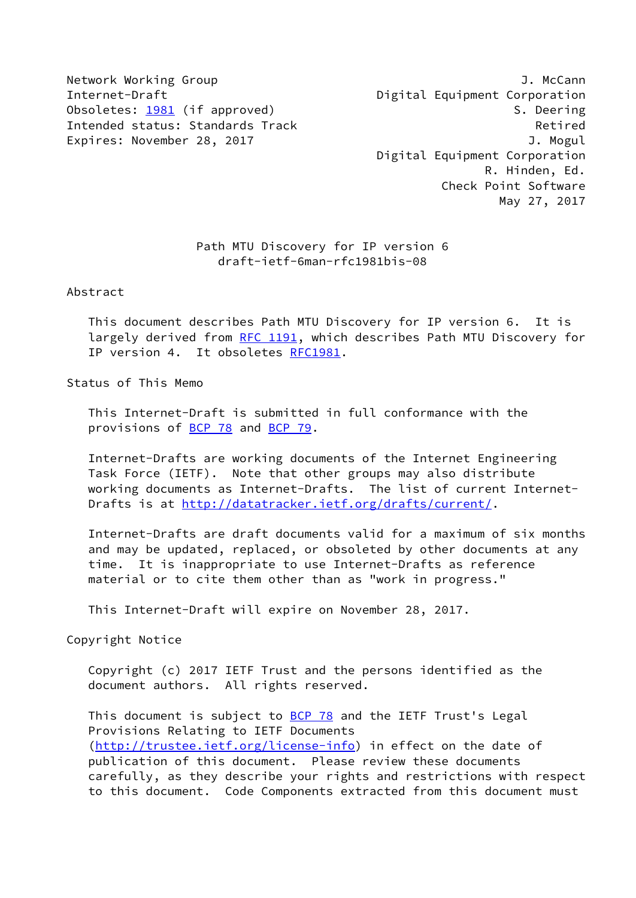Network Working Group J. McCann
Internet-Draft Digital Equipment Corporation
Obsoletes: 1981 (if approved) S. Deering
Intended status: Standards Track Retired
Expires: November 28, 2017 J. Mogul
Digital Equipment Corporation
R. Hinden, Ed.
Check Point Software
May 27, 2017

# Path MTU Discovery for IP version 6
draft-ietf-6man-rfc1981bis-08

## Abstract

This document describes Path MTU Discovery for IP version 6. It is largely derived from RFC 1191, which describes Path MTU Discovery for IP version 4. It obsoletes RFC1981.

## Status of This Memo

This Internet-Draft is submitted in full conformance with the provisions of BCP 78 and BCP 79.

Internet-Drafts are working documents of the Internet Engineering Task Force (IETF). Note that other groups may also distribute working documents as Internet-Drafts. The list of current Internet-Drafts is at http://datatracker.ietf.org/drafts/current/.

Internet-Drafts are draft documents valid for a maximum of six months and may be updated, replaced, or obsoleted by other documents at any time. It is inappropriate to use Internet-Drafts as reference material or to cite them other than as "work in progress."

This Internet-Draft will expire on November 28, 2017.

## Copyright Notice

Copyright (c) 2017 IETF Trust and the persons identified as the document authors. All rights reserved.

This document is subject to BCP 78 and the IETF Trust's Legal Provisions Relating to IETF Documents (http://trustee.ietf.org/license-info) in effect on the date of publication of this document. Please review these documents carefully, as they describe your rights and restrictions with respect to this document. Code Components extracted from this document must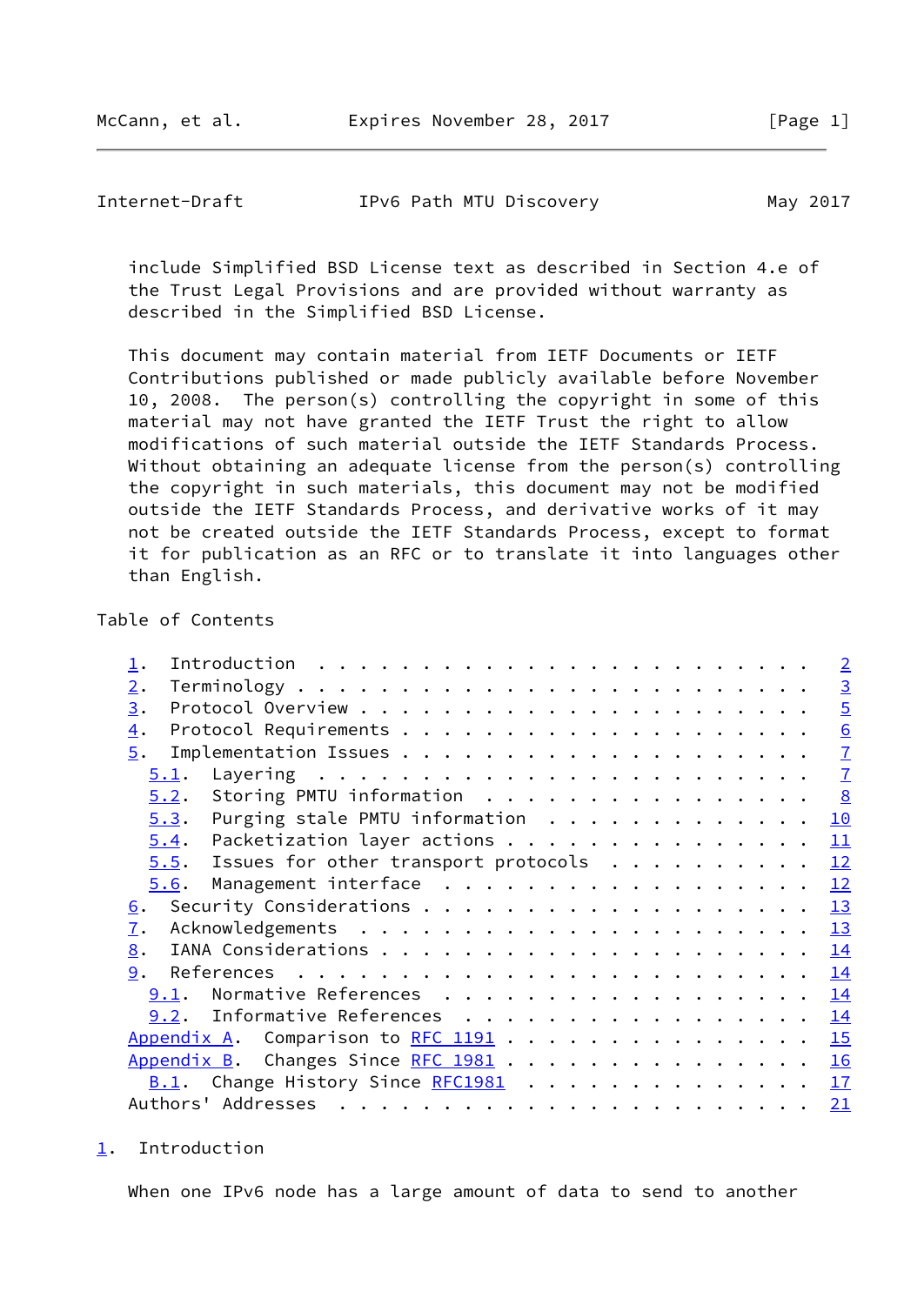include Simplified BSD License text as described in Section 4.e of the Trust Legal Provisions and are provided without warranty as described in the Simplified BSD License.

This document may contain material from IETF Documents or IETF Contributions published or made publicly available before November 10, 2008. The person(s) controlling the copyright in some of this material may not have granted the IETF Trust the right to allow modifications of such material outside the IETF Standards Process. Without obtaining an adequate license from the person(s) controlling the copyright in such materials, this document may not be modified outside the IETF Standards Process, and derivative works of it may not be created outside the IETF Standards Process, except to format it for publication as an RFC or to translate it into languages other than English.

## Table of Contents

- 1. Introduction . . . . . . . . . . . . . . . . . . . . . . . . 2
- 2. Terminology . . . . . . . . . . . . . . . . . . . . . . . . 3
- 3. Protocol Overview . . . . . . . . . . . . . . . . . . . . . 5
- 4. Protocol Requirements . . . . . . . . . . . . . . . . . . . 6
- 5. Implementation Issues . . . . . . . . . . . . . . . . . . . 7
  - 5.1. Layering . . . . . . . . . . . . . . . . . . . . . . . 7
  - 5.2. Storing PMTU information . . . . . . . . . . . . . . . 8
  - 5.3. Purging stale PMTU information . . . . . . . . . . . . 10
  - 5.4. Packetization layer actions . . . . . . . . . . . . . . 11
  - 5.5. Issues for other transport protocols . . . . . . . . . 12
  - 5.6. Management interface . . . . . . . . . . . . . . . . . 12
- 6. Security Considerations . . . . . . . . . . . . . . . . . . 13
- 7. Acknowledgements . . . . . . . . . . . . . . . . . . . . . 13
- 8. IANA Considerations . . . . . . . . . . . . . . . . . . . . 14
- 9. References . . . . . . . . . . . . . . . . . . . . . . . . 14
  - 9.1. Normative References . . . . . . . . . . . . . . . . . 14
  - 9.2. Informative References . . . . . . . . . . . . . . . . 14
- Appendix A. Comparison to RFC 1191 . . . . . . . . . . . . . . . 15
- Appendix B. Changes Since RFC 1981 . . . . . . . . . . . . . . . 16
  - B.1. Change History Since RFC1981 . . . . . . . . . . . . . 17
- Authors' Addresses . . . . . . . . . . . . . . . . . . . . . . . 21

## 1. Introduction

When one IPv6 node has a large amount of data to send to another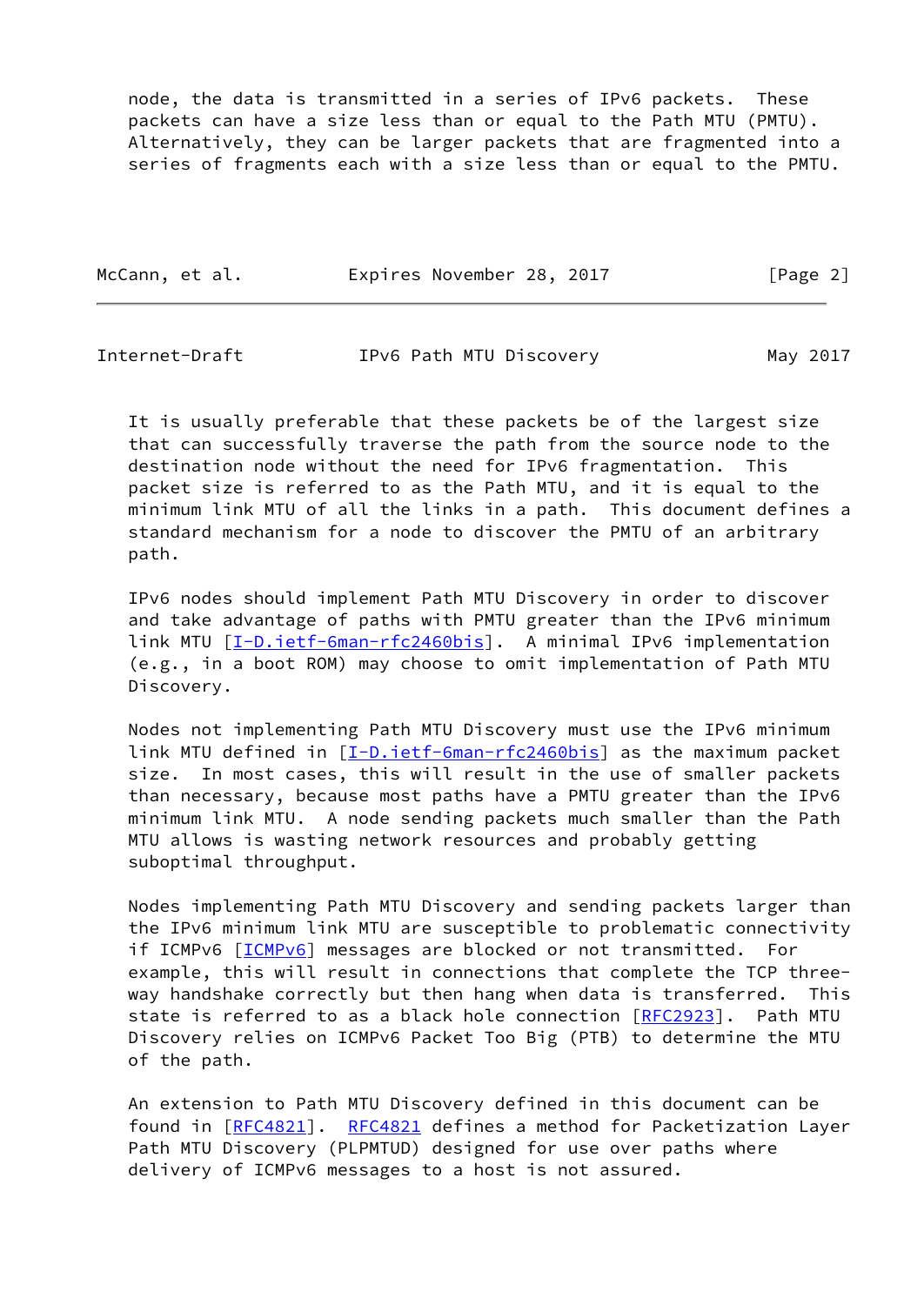node, the data is transmitted in a series of IPv6 packets. These packets can have a size less than or equal to the Path MTU (PMTU). Alternatively, they can be larger packets that are fragmented into a series of fragments each with a size less than or equal to the PMTU.

It is usually preferable that these packets be of the largest size that can successfully traverse the path from the source node to the destination node without the need for IPv6 fragmentation. This packet size is referred to as the Path MTU, and it is equal to the minimum link MTU of all the links in a path. This document defines a standard mechanism for a node to discover the PMTU of an arbitrary path.

IPv6 nodes should implement Path MTU Discovery in order to discover and take advantage of paths with PMTU greater than the IPv6 minimum link MTU [I-D.ietf-6man-rfc2460bis]. A minimal IPv6 implementation (e.g., in a boot ROM) may choose to omit implementation of Path MTU Discovery.

Nodes not implementing Path MTU Discovery must use the IPv6 minimum link MTU defined in [I-D.ietf-6man-rfc2460bis] as the maximum packet size. In most cases, this will result in the use of smaller packets than necessary, because most paths have a PMTU greater than the IPv6 minimum link MTU. A node sending packets much smaller than the Path MTU allows is wasting network resources and probably getting suboptimal throughput.

Nodes implementing Path MTU Discovery and sending packets larger than the IPv6 minimum link MTU are susceptible to problematic connectivity if ICMPv6 [ICMPv6] messages are blocked or not transmitted. For example, this will result in connections that complete the TCP three-way handshake correctly but then hang when data is transferred. This state is referred to as a black hole connection [RFC2923]. Path MTU Discovery relies on ICMPv6 Packet Too Big (PTB) to determine the MTU of the path.

An extension to Path MTU Discovery defined in this document can be found in [RFC4821]. RFC4821 defines a method for Packetization Layer Path MTU Discovery (PLPMTUD) designed for use over paths where delivery of ICMPv6 messages to a host is not assured.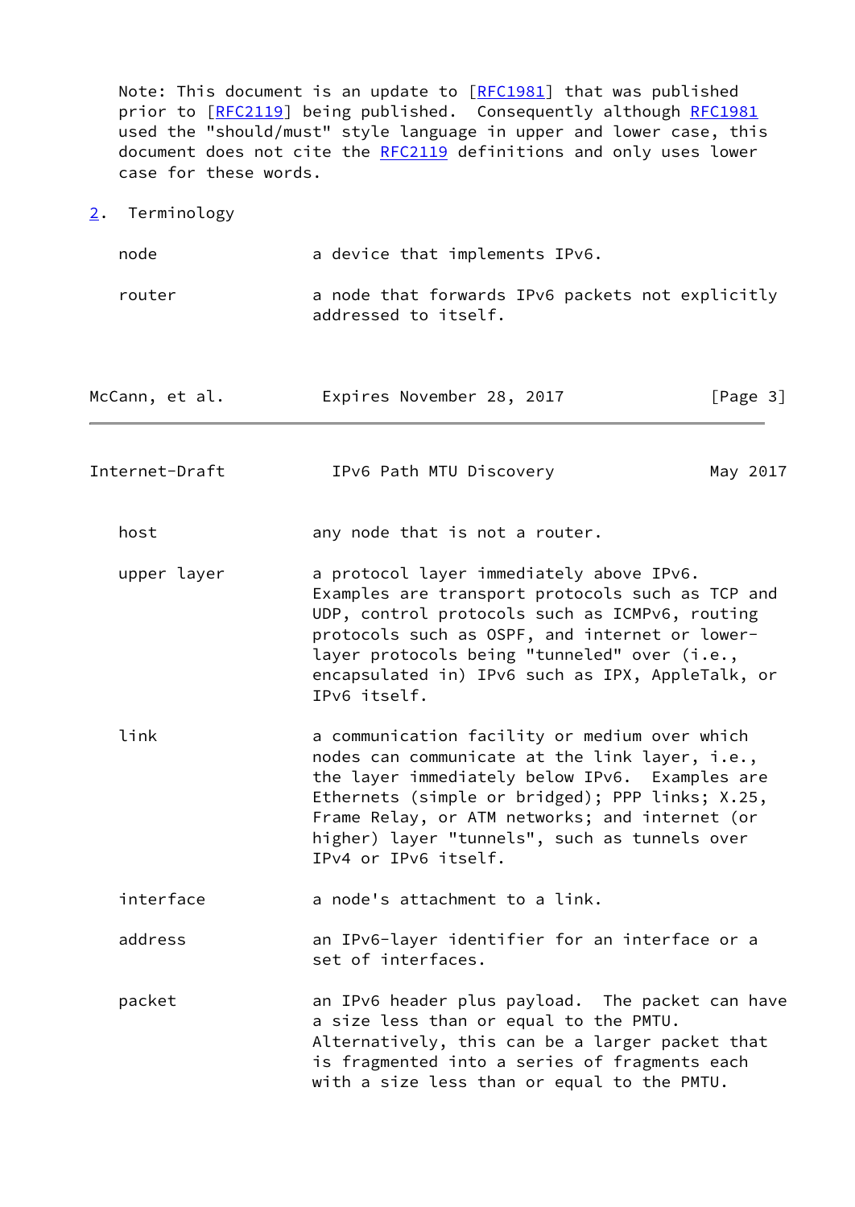Note: This document is an update to [RFC1981] that was published prior to [RFC2119] being published. Consequently although RFC1981 used the "should/must" style language in upper and lower case, this document does not cite the RFC2119 definitions and only uses lower case for these words.

## 2. Terminology

node — a device that implements IPv6.

router — a node that forwards IPv6 packets not explicitly addressed to itself.

host — any node that is not a router.

upper layer — a protocol layer immediately above IPv6. Examples are transport protocols such as TCP and UDP, control protocols such as ICMPv6, routing protocols such as OSPF, and internet or lower-layer protocols being "tunneled" over (i.e., encapsulated in) IPv6 such as IPX, AppleTalk, or IPv6 itself.

link — a communication facility or medium over which nodes can communicate at the link layer, i.e., the layer immediately below IPv6. Examples are Ethernets (simple or bridged); PPP links; X.25, Frame Relay, or ATM networks; and internet (or higher) layer "tunnels", such as tunnels over IPv4 or IPv6 itself.

interface — a node's attachment to a link.

address — an IPv6-layer identifier for an interface or a set of interfaces.

packet — an IPv6 header plus payload. The packet can have a size less than or equal to the PMTU. Alternatively, this can be a larger packet that is fragmented into a series of fragments each with a size less than or equal to the PMTU.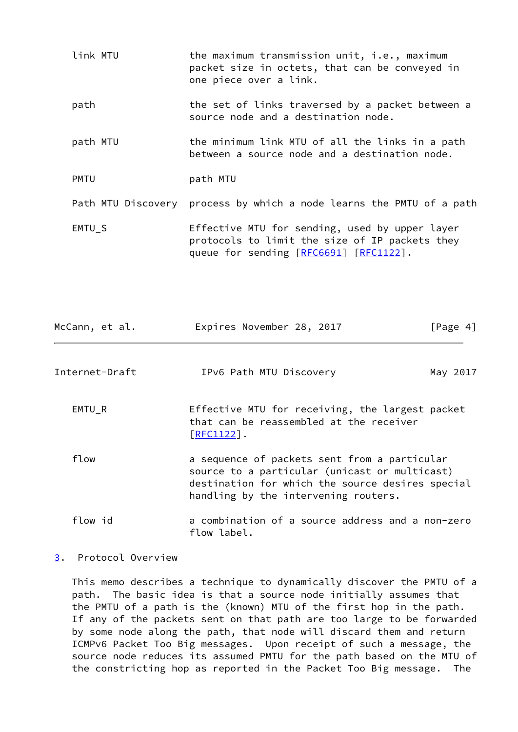link MTU — the maximum transmission unit, i.e., maximum packet size in octets, that can be conveyed in one piece over a link.

path — the set of links traversed by a packet between a source node and a destination node.

path MTU — the minimum link MTU of all the links in a path between a source node and a destination node.

PMTU — path MTU

Path MTU Discovery — process by which a node learns the PMTU of a path

EMTU_S — Effective MTU for sending, used by upper layer protocols to limit the size of IP packets they queue for sending [RFC6691] [RFC1122].

EMTU_R — Effective MTU for receiving, the largest packet that can be reassembled at the receiver [RFC1122].

flow — a sequence of packets sent from a particular source to a particular (unicast or multicast) destination for which the source desires special handling by the intervening routers.

flow id — a combination of a source address and a non-zero flow label.

## 3. Protocol Overview

This memo describes a technique to dynamically discover the PMTU of a path. The basic idea is that a source node initially assumes that the PMTU of a path is the (known) MTU of the first hop in the path. If any of the packets sent on that path are too large to be forwarded by some node along the path, that node will discard them and return ICMPv6 Packet Too Big messages. Upon receipt of such a message, the source node reduces its assumed PMTU for the path based on the MTU of the constricting hop as reported in the Packet Too Big message. The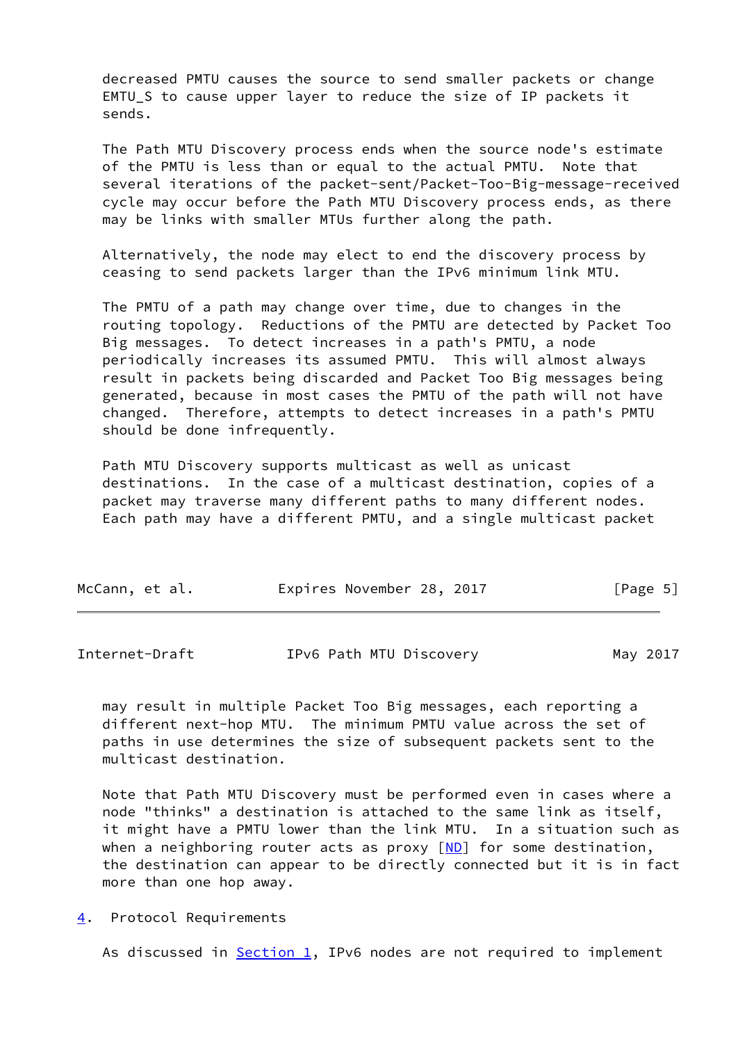decreased PMTU causes the source to send smaller packets or change EMTU_S to cause upper layer to reduce the size of IP packets it sends.

The Path MTU Discovery process ends when the source node's estimate of the PMTU is less than or equal to the actual PMTU. Note that several iterations of the packet-sent/Packet-Too-Big-message-received cycle may occur before the Path MTU Discovery process ends, as there may be links with smaller MTUs further along the path.

Alternatively, the node may elect to end the discovery process by ceasing to send packets larger than the IPv6 minimum link MTU.

The PMTU of a path may change over time, due to changes in the routing topology. Reductions of the PMTU are detected by Packet Too Big messages. To detect increases in a path's PMTU, a node periodically increases its assumed PMTU. This will almost always result in packets being discarded and Packet Too Big messages being generated, because in most cases the PMTU of the path will not have changed. Therefore, attempts to detect increases in a path's PMTU should be done infrequently.

Path MTU Discovery supports multicast as well as unicast destinations. In the case of a multicast destination, copies of a packet may traverse many different paths to many different nodes. Each path may have a different PMTU, and a single multicast packet may result in multiple Packet Too Big messages, each reporting a different next-hop MTU. The minimum PMTU value across the set of paths in use determines the size of subsequent packets sent to the multicast destination.

Note that Path MTU Discovery must be performed even in cases where a node "thinks" a destination is attached to the same link as itself, it might have a PMTU lower than the link MTU. In a situation such as when a neighboring router acts as proxy [ND] for some destination, the destination can appear to be directly connected but it is in fact more than one hop away.

## 4. Protocol Requirements

As discussed in Section 1, IPv6 nodes are not required to implement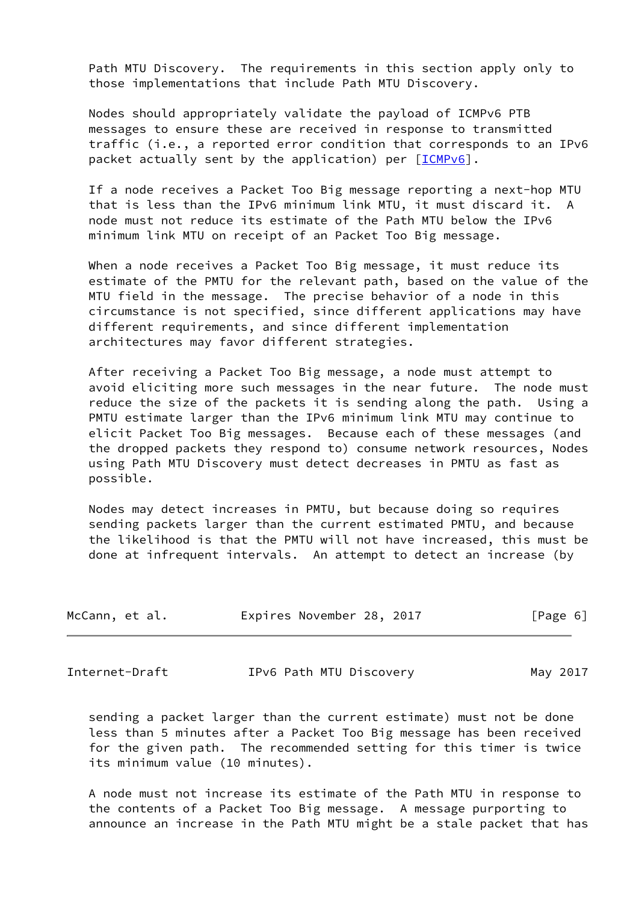Path MTU Discovery. The requirements in this section apply only to those implementations that include Path MTU Discovery.

Nodes should appropriately validate the payload of ICMPv6 PTB messages to ensure these are received in response to transmitted traffic (i.e., a reported error condition that corresponds to an IPv6 packet actually sent by the application) per [ICMPv6].

If a node receives a Packet Too Big message reporting a next-hop MTU that is less than the IPv6 minimum link MTU, it must discard it. A node must not reduce its estimate of the Path MTU below the IPv6 minimum link MTU on receipt of an Packet Too Big message.

When a node receives a Packet Too Big message, it must reduce its estimate of the PMTU for the relevant path, based on the value of the MTU field in the message. The precise behavior of a node in this circumstance is not specified, since different applications may have different requirements, and since different implementation architectures may favor different strategies.

After receiving a Packet Too Big message, a node must attempt to avoid eliciting more such messages in the near future. The node must reduce the size of the packets it is sending along the path. Using a PMTU estimate larger than the IPv6 minimum link MTU may continue to elicit Packet Too Big messages. Because each of these messages (and the dropped packets they respond to) consume network resources, Nodes using Path MTU Discovery must detect decreases in PMTU as fast as possible.

Nodes may detect increases in PMTU, but because doing so requires sending packets larger than the current estimated PMTU, and because the likelihood is that the PMTU will not have increased, this must be done at infrequent intervals. An attempt to detect an increase (by sending a packet larger than the current estimate) must not be done less than 5 minutes after a Packet Too Big message has been received for the given path. The recommended setting for this timer is twice its minimum value (10 minutes).

A node must not increase its estimate of the Path MTU in response to the contents of a Packet Too Big message. A message purporting to announce an increase in the Path MTU might be a stale packet that has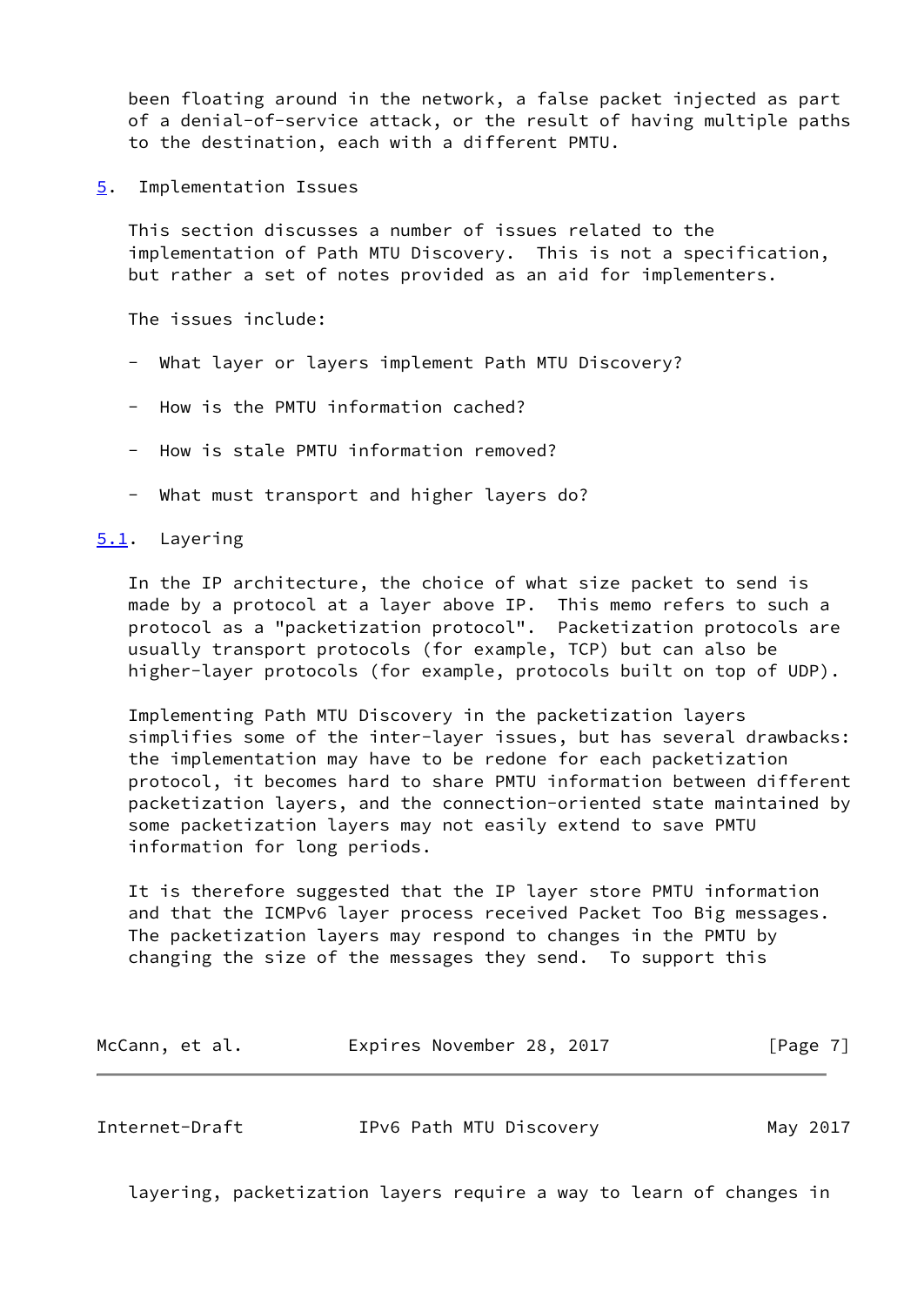been floating around in the network, a false packet injected as part of a denial-of-service attack, or the result of having multiple paths to the destination, each with a different PMTU.

## 5. Implementation Issues

This section discusses a number of issues related to the implementation of Path MTU Discovery. This is not a specification, but rather a set of notes provided as an aid for implementers.

The issues include:

- What layer or layers implement Path MTU Discovery?
- How is the PMTU information cached?
- How is stale PMTU information removed?
- What must transport and higher layers do?

### 5.1. Layering

In the IP architecture, the choice of what size packet to send is made by a protocol at a layer above IP. This memo refers to such a protocol as a "packetization protocol". Packetization protocols are usually transport protocols (for example, TCP) but can also be higher-layer protocols (for example, protocols built on top of UDP).

Implementing Path MTU Discovery in the packetization layers simplifies some of the inter-layer issues, but has several drawbacks: the implementation may have to be redone for each packetization protocol, it becomes hard to share PMTU information between different packetization layers, and the connection-oriented state maintained by some packetization layers may not easily extend to save PMTU information for long periods.

It is therefore suggested that the IP layer store PMTU information and that the ICMPv6 layer process received Packet Too Big messages. The packetization layers may respond to changes in the PMTU by changing the size of the messages they send. To support this layering, packetization layers require a way to learn of changes in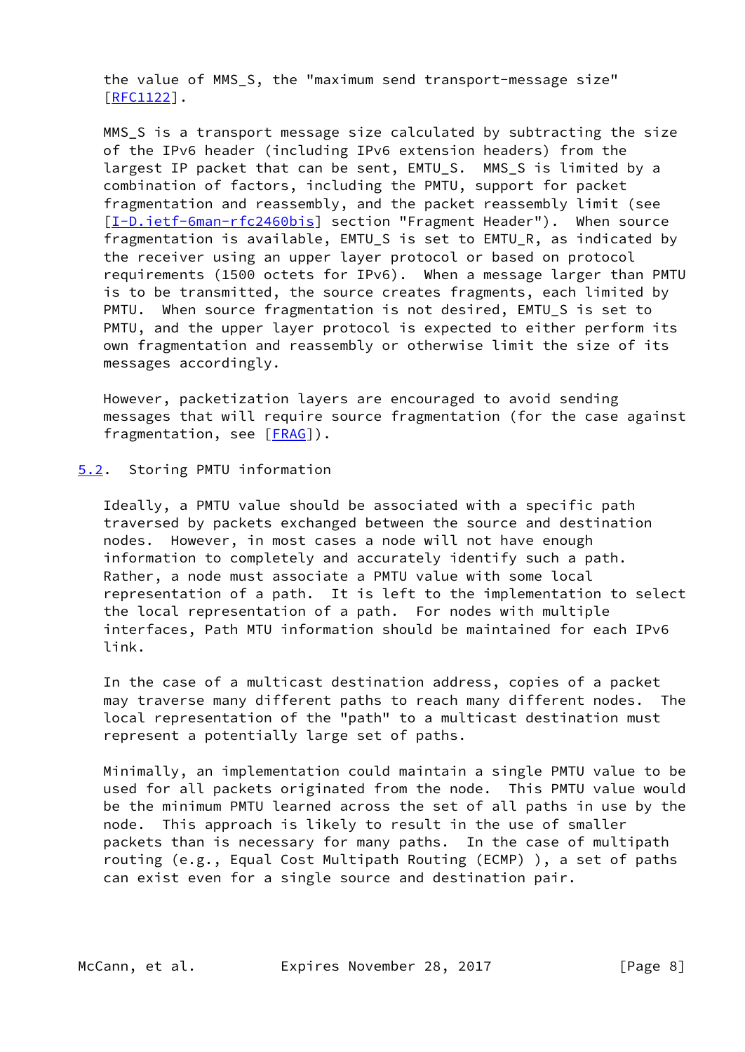the value of MMS_S, the "maximum send transport-message size" [RFC1122].

MMS_S is a transport message size calculated by subtracting the size of the IPv6 header (including IPv6 extension headers) from the largest IP packet that can be sent, EMTU_S. MMS_S is limited by a combination of factors, including the PMTU, support for packet fragmentation and reassembly, and the packet reassembly limit (see [I-D.ietf-6man-rfc2460bis] section "Fragment Header"). When source fragmentation is available, EMTU_S is set to EMTU_R, as indicated by the receiver using an upper layer protocol or based on protocol requirements (1500 octets for IPv6). When a message larger than PMTU is to be transmitted, the source creates fragments, each limited by PMTU. When source fragmentation is not desired, EMTU_S is set to PMTU, and the upper layer protocol is expected to either perform its own fragmentation and reassembly or otherwise limit the size of its messages accordingly.

However, packetization layers are encouraged to avoid sending messages that will require source fragmentation (for the case against fragmentation, see [FRAG]).

## 5.2. Storing PMTU information

Ideally, a PMTU value should be associated with a specific path traversed by packets exchanged between the source and destination nodes. However, in most cases a node will not have enough information to completely and accurately identify such a path. Rather, a node must associate a PMTU value with some local representation of a path. It is left to the implementation to select the local representation of a path. For nodes with multiple interfaces, Path MTU information should be maintained for each IPv6 link.

In the case of a multicast destination address, copies of a packet may traverse many different paths to reach many different nodes. The local representation of the "path" to a multicast destination must represent a potentially large set of paths.

Minimally, an implementation could maintain a single PMTU value to be used for all packets originated from the node. This PMTU value would be the minimum PMTU learned across the set of all paths in use by the node. This approach is likely to result in the use of smaller packets than is necessary for many paths. In the case of multipath routing (e.g., Equal Cost Multipath Routing (ECMP) ), a set of paths can exist even for a single source and destination pair.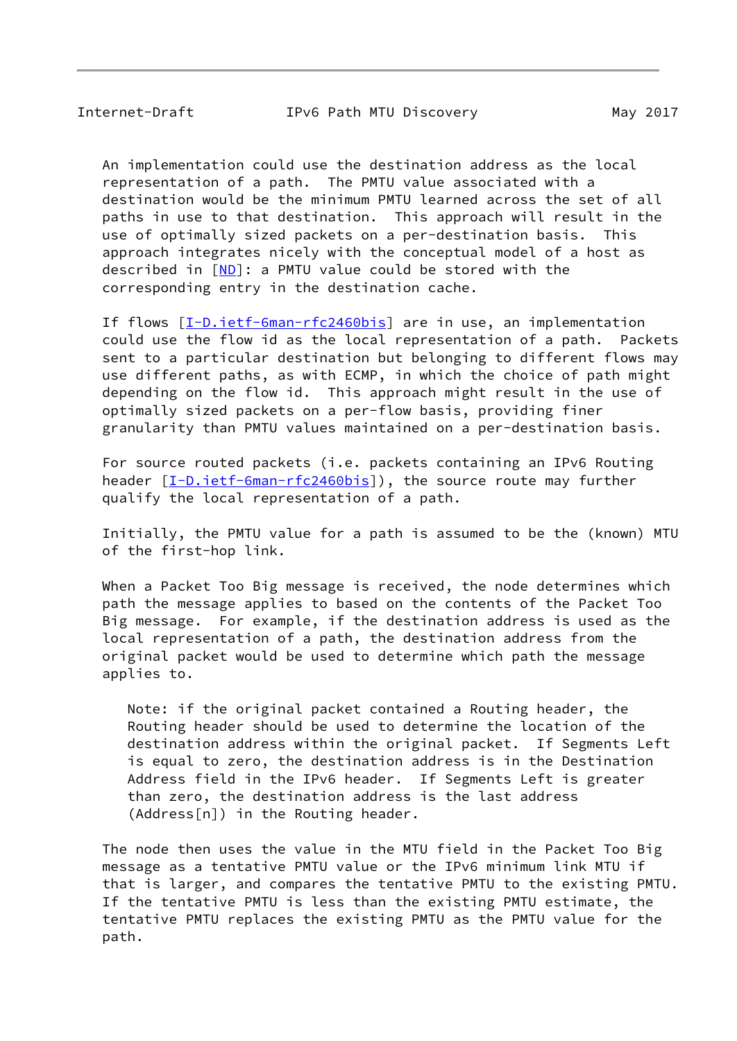An implementation could use the destination address as the local representation of a path. The PMTU value associated with a destination would be the minimum PMTU learned across the set of all paths in use to that destination. This approach will result in the use of optimally sized packets on a per-destination basis. This approach integrates nicely with the conceptual model of a host as described in [ND]: a PMTU value could be stored with the corresponding entry in the destination cache.

If flows [I-D.ietf-6man-rfc2460bis] are in use, an implementation could use the flow id as the local representation of a path. Packets sent to a particular destination but belonging to different flows may use different paths, as with ECMP, in which the choice of path might depending on the flow id. This approach might result in the use of optimally sized packets on a per-flow basis, providing finer granularity than PMTU values maintained on a per-destination basis.

For source routed packets (i.e. packets containing an IPv6 Routing header [I-D.ietf-6man-rfc2460bis]), the source route may further qualify the local representation of a path.

Initially, the PMTU value for a path is assumed to be the (known) MTU of the first-hop link.

When a Packet Too Big message is received, the node determines which path the message applies to based on the contents of the Packet Too Big message. For example, if the destination address is used as the local representation of a path, the destination address from the original packet would be used to determine which path the message applies to.

> Note: if the original packet contained a Routing header, the Routing header should be used to determine the location of the destination address within the original packet. If Segments Left is equal to zero, the destination address is in the Destination Address field in the IPv6 header. If Segments Left is greater than zero, the destination address is the last address (Address[n]) in the Routing header.

The node then uses the value in the MTU field in the Packet Too Big message as a tentative PMTU value or the IPv6 minimum link MTU if that is larger, and compares the tentative PMTU to the existing PMTU. If the tentative PMTU is less than the existing PMTU estimate, the tentative PMTU replaces the existing PMTU as the PMTU value for the path.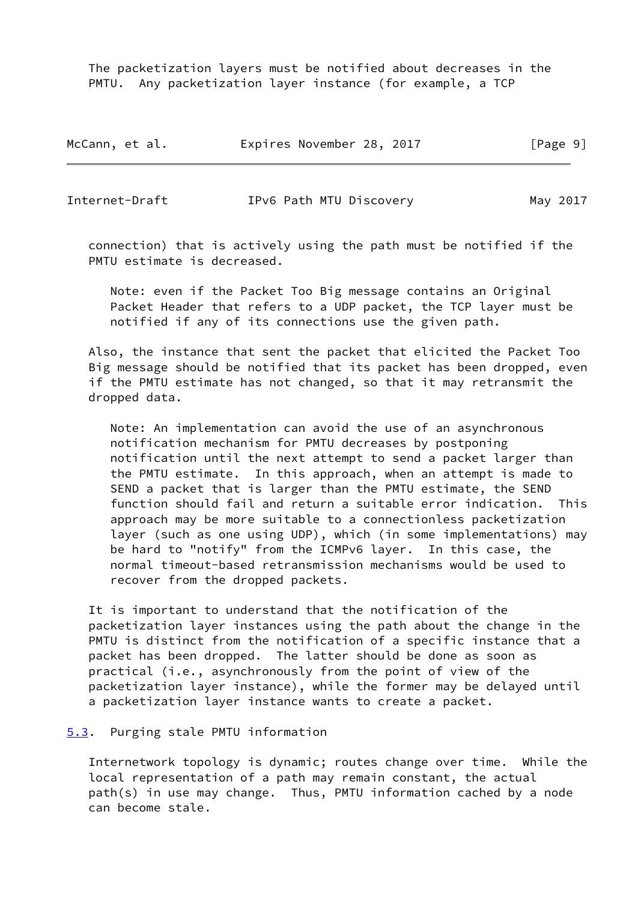The packetization layers must be notified about decreases in the PMTU. Any packetization layer instance (for example, a TCP connection) that is actively using the path must be notified if the PMTU estimate is decreased.

> Note: even if the Packet Too Big message contains an Original Packet Header that refers to a UDP packet, the TCP layer must be notified if any of its connections use the given path.

Also, the instance that sent the packet that elicited the Packet Too Big message should be notified that its packet has been dropped, even if the PMTU estimate has not changed, so that it may retransmit the dropped data.

> Note: An implementation can avoid the use of an asynchronous notification mechanism for PMTU decreases by postponing notification until the next attempt to send a packet larger than the PMTU estimate. In this approach, when an attempt is made to SEND a packet that is larger than the PMTU estimate, the SEND function should fail and return a suitable error indication. This approach may be more suitable to a connectionless packetization layer (such as one using UDP), which (in some implementations) may be hard to "notify" from the ICMPv6 layer. In this case, the normal timeout-based retransmission mechanisms would be used to recover from the dropped packets.

It is important to understand that the notification of the packetization layer instances using the path about the change in the PMTU is distinct from the notification of a specific instance that a packet has been dropped. The latter should be done as soon as practical (i.e., asynchronously from the point of view of the packetization layer instance), while the former may be delayed until a packetization layer instance wants to create a packet.

## 5.3. Purging stale PMTU information

Internetwork topology is dynamic; routes change over time. While the local representation of a path may remain constant, the actual path(s) in use may change. Thus, PMTU information cached by a node can become stale.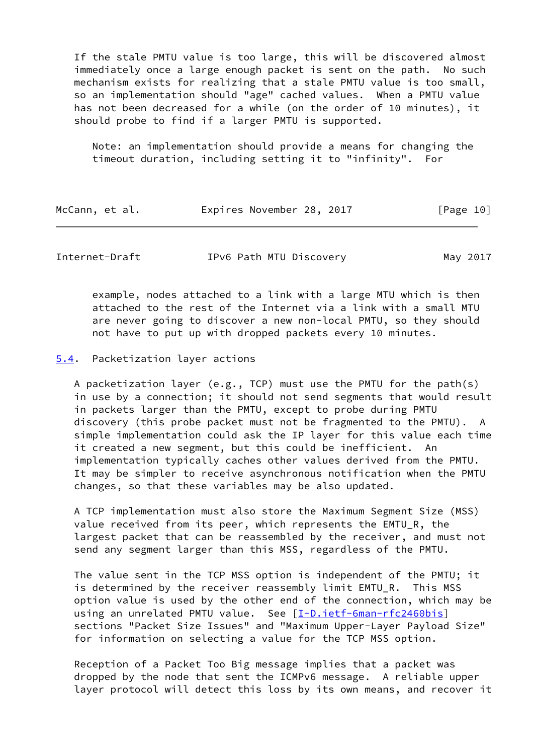If the stale PMTU value is too large, this will be discovered almost immediately once a large enough packet is sent on the path. No such mechanism exists for realizing that a stale PMTU value is too small, so an implementation should "age" cached values. When a PMTU value has not been decreased for a while (on the order of 10 minutes), it should probe to find if a larger PMTU is supported.

> Note: an implementation should provide a means for changing the timeout duration, including setting it to "infinity". For example, nodes attached to a link with a large MTU which is then attached to the rest of the Internet via a link with a small MTU are never going to discover a new non-local PMTU, so they should not have to put up with dropped packets every 10 minutes.

### 5.4. Packetization layer actions

A packetization layer (e.g., TCP) must use the PMTU for the path(s) in use by a connection; it should not send segments that would result in packets larger than the PMTU, except to probe during PMTU discovery (this probe packet must not be fragmented to the PMTU). A simple implementation could ask the IP layer for this value each time it created a new segment, but this could be inefficient. An implementation typically caches other values derived from the PMTU. It may be simpler to receive asynchronous notification when the PMTU changes, so that these variables may be also updated.

A TCP implementation must also store the Maximum Segment Size (MSS) value received from its peer, which represents the EMTU_R, the largest packet that can be reassembled by the receiver, and must not send any segment larger than this MSS, regardless of the PMTU.

The value sent in the TCP MSS option is independent of the PMTU; it is determined by the receiver reassembly limit EMTU_R. This MSS option value is used by the other end of the connection, which may be using an unrelated PMTU value. See [I-D.ietf-6man-rfc2460bis] sections "Packet Size Issues" and "Maximum Upper-Layer Payload Size" for information on selecting a value for the TCP MSS option.

Reception of a Packet Too Big message implies that a packet was dropped by the node that sent the ICMPv6 message. A reliable upper layer protocol will detect this loss by its own means, and recover it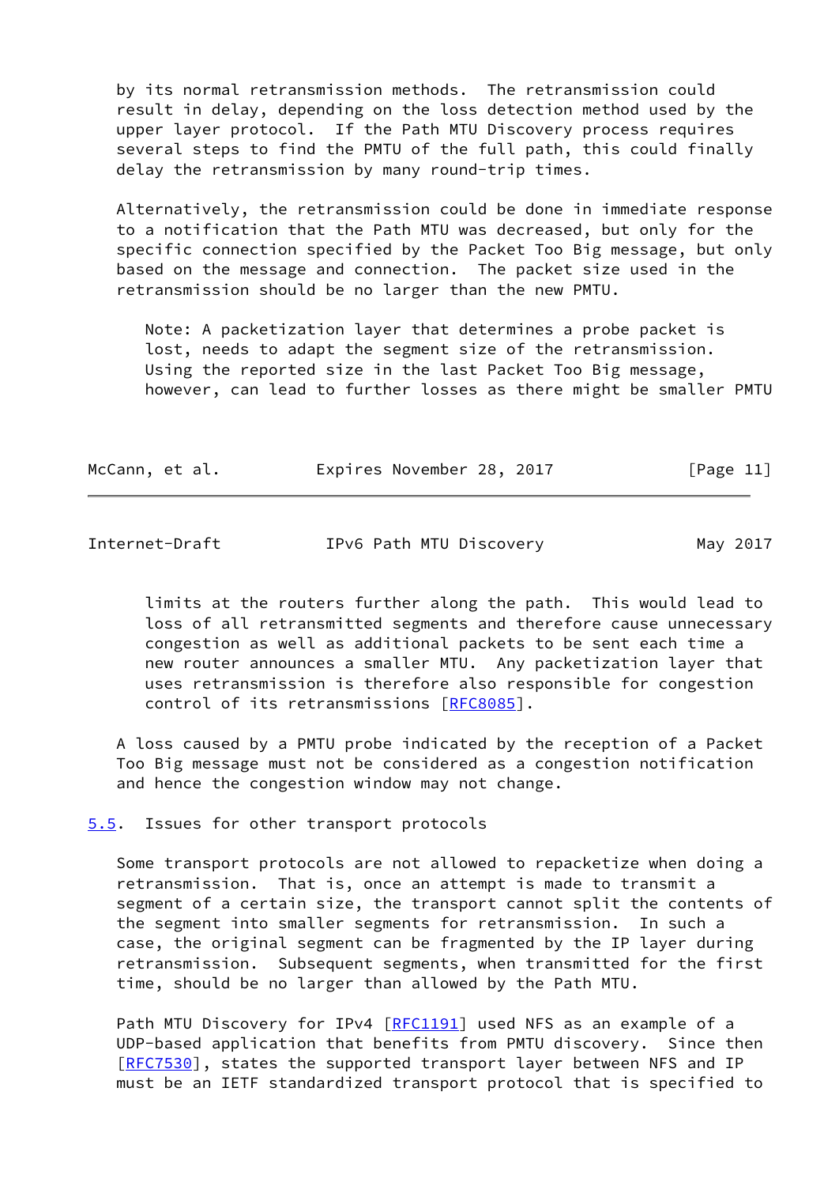by its normal retransmission methods. The retransmission could result in delay, depending on the loss detection method used by the upper layer protocol. If the Path MTU Discovery process requires several steps to find the PMTU of the full path, this could finally delay the retransmission by many round-trip times.

Alternatively, the retransmission could be done in immediate response to a notification that the Path MTU was decreased, but only for the specific connection specified by the Packet Too Big message, but only based on the message and connection. The packet size used in the retransmission should be no larger than the new PMTU.

> Note: A packetization layer that determines a probe packet is lost, needs to adapt the segment size of the retransmission. Using the reported size in the last Packet Too Big message, however, can lead to further losses as there might be smaller PMTU limits at the routers further along the path. This would lead to loss of all retransmitted segments and therefore cause unnecessary congestion as well as additional packets to be sent each time a new router announces a smaller MTU. Any packetization layer that uses retransmission is therefore also responsible for congestion control of its retransmissions [RFC8085].

A loss caused by a PMTU probe indicated by the reception of a Packet Too Big message must not be considered as a congestion notification and hence the congestion window may not change.

### 5.5. Issues for other transport protocols

Some transport protocols are not allowed to repacketize when doing a retransmission. That is, once an attempt is made to transmit a segment of a certain size, the transport cannot split the contents of the segment into smaller segments for retransmission. In such a case, the original segment can be fragmented by the IP layer during retransmission. Subsequent segments, when transmitted for the first time, should be no larger than allowed by the Path MTU.

Path MTU Discovery for IPv4 [RFC1191] used NFS as an example of a UDP-based application that benefits from PMTU discovery. Since then [RFC7530], states the supported transport layer between NFS and IP must be an IETF standardized transport protocol that is specified to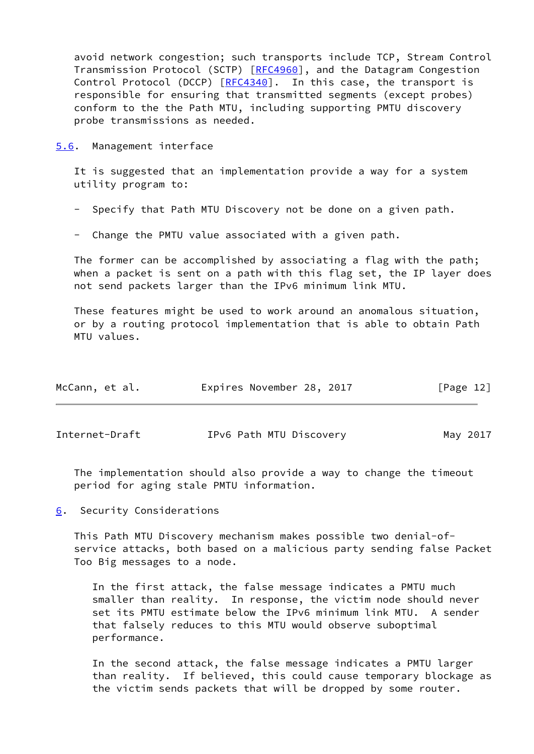avoid network congestion; such transports include TCP, Stream Control Transmission Protocol (SCTP) [RFC4960], and the Datagram Congestion Control Protocol (DCCP) [RFC4340]. In this case, the transport is responsible for ensuring that transmitted segments (except probes) conform to the the Path MTU, including supporting PMTU discovery probe transmissions as needed.

### 5.6. Management interface

It is suggested that an implementation provide a way for a system utility program to:

- Specify that Path MTU Discovery not be done on a given path.

- Change the PMTU value associated with a given path.

The former can be accomplished by associating a flag with the path; when a packet is sent on a path with this flag set, the IP layer does not send packets larger than the IPv6 minimum link MTU.

These features might be used to work around an anomalous situation, or by a routing protocol implementation that is able to obtain Path MTU values.

The implementation should also provide a way to change the timeout period for aging stale PMTU information.

## 6. Security Considerations

This Path MTU Discovery mechanism makes possible two denial-of-service attacks, both based on a malicious party sending false Packet Too Big messages to a node.

> In the first attack, the false message indicates a PMTU much smaller than reality. In response, the victim node should never set its PMTU estimate below the IPv6 minimum link MTU. A sender that falsely reduces to this MTU would observe suboptimal performance.
>
> In the second attack, the false message indicates a PMTU larger than reality. If believed, this could cause temporary blockage as the victim sends packets that will be dropped by some router.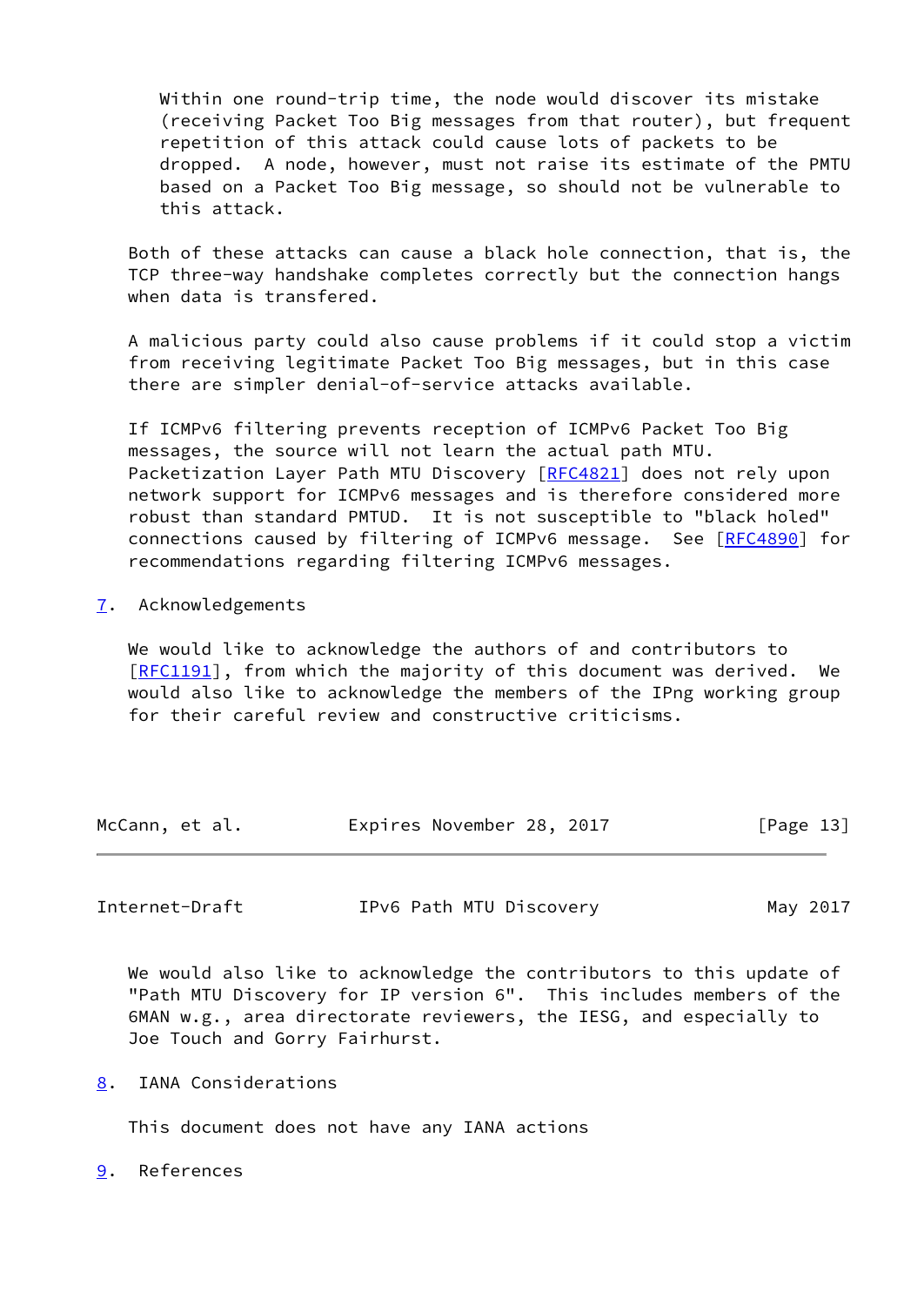Within one round-trip time, the node would discover its mistake (receiving Packet Too Big messages from that router), but frequent repetition of this attack could cause lots of packets to be dropped.  A node, however, must not raise its estimate of the PMTU based on a Packet Too Big message, so should not be vulnerable to this attack.

Both of these attacks can cause a black hole connection, that is, the TCP three-way handshake completes correctly but the connection hangs when data is transfered.

A malicious party could also cause problems if it could stop a victim from receiving legitimate Packet Too Big messages, but in this case there are simpler denial-of-service attacks available.

If ICMPv6 filtering prevents reception of ICMPv6 Packet Too Big messages, the source will not learn the actual path MTU. Packetization Layer Path MTU Discovery [RFC4821] does not rely upon network support for ICMPv6 messages and is therefore considered more robust than standard PMTUD.  It is not susceptible to "black holed" connections caused by filtering of ICMPv6 message.  See [RFC4890] for recommendations regarding filtering ICMPv6 messages.

## 7. Acknowledgements

We would like to acknowledge the authors of and contributors to [RFC1191], from which the majority of this document was derived.  We would also like to acknowledge the members of the IPng working group for their careful review and constructive criticisms.

We would also like to acknowledge the contributors to this update of "Path MTU Discovery for IP version 6".  This includes members of the 6MAN w.g., area directorate reviewers, the IESG, and especially to Joe Touch and Gorry Fairhurst.

## 8. IANA Considerations

This document does not have any IANA actions

## 9. References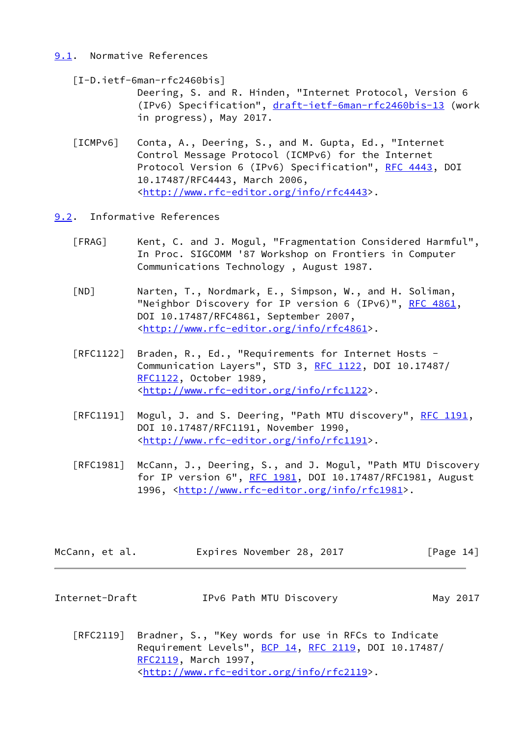### 9.1. Normative References

[I-D.ietf-6man-rfc2460bis]
Deering, S. and R. Hinden, "Internet Protocol, Version 6 (IPv6) Specification", draft-ietf-6man-rfc2460bis-13 (work in progress), May 2017.

[ICMPv6]
Conta, A., Deering, S., and M. Gupta, Ed., "Internet Control Message Protocol (ICMPv6) for the Internet Protocol Version 6 (IPv6) Specification", RFC 4443, DOI 10.17487/RFC4443, March 2006, <http://www.rfc-editor.org/info/rfc4443>.

### 9.2. Informative References

[FRAG]
Kent, C. and J. Mogul, "Fragmentation Considered Harmful", In Proc. SIGCOMM '87 Workshop on Frontiers in Computer Communications Technology , August 1987.

[ND]
Narten, T., Nordmark, E., Simpson, W., and H. Soliman, "Neighbor Discovery for IP version 6 (IPv6)", RFC 4861, DOI 10.17487/RFC4861, September 2007, <http://www.rfc-editor.org/info/rfc4861>.

[RFC1122]
Braden, R., Ed., "Requirements for Internet Hosts - Communication Layers", STD 3, RFC 1122, DOI 10.17487/RFC1122, October 1989, <http://www.rfc-editor.org/info/rfc1122>.

[RFC1191]
Mogul, J. and S. Deering, "Path MTU discovery", RFC 1191, DOI 10.17487/RFC1191, November 1990, <http://www.rfc-editor.org/info/rfc1191>.

[RFC1981]
McCann, J., Deering, S., and J. Mogul, "Path MTU Discovery for IP version 6", RFC 1981, DOI 10.17487/RFC1981, August 1996, <http://www.rfc-editor.org/info/rfc1981>.

[RFC2119]
Bradner, S., "Key words for use in RFCs to Indicate Requirement Levels", BCP 14, RFC 2119, DOI 10.17487/RFC2119, March 1997, <http://www.rfc-editor.org/info/rfc2119>.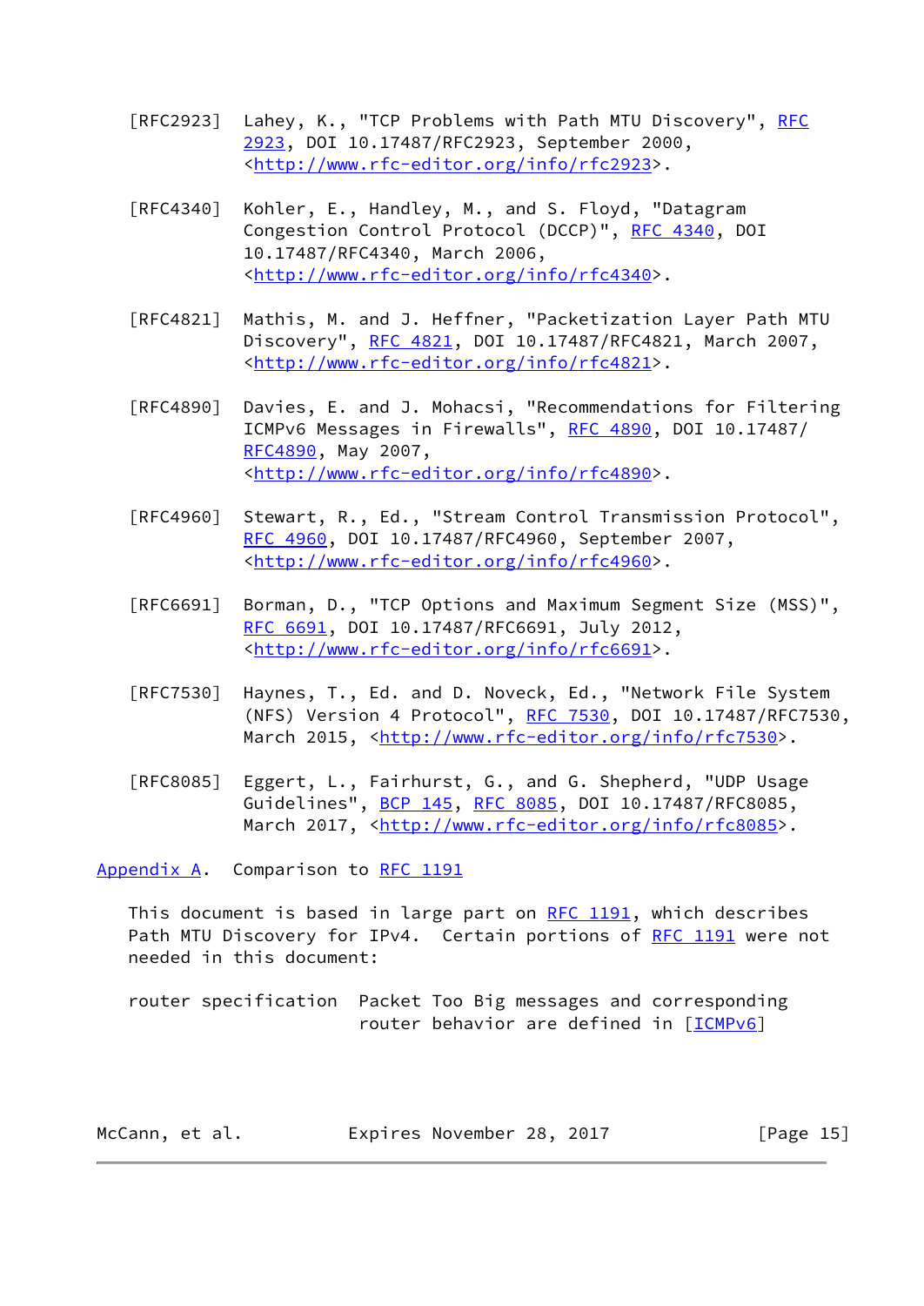[RFC2923] Lahey, K., "TCP Problems with Path MTU Discovery", RFC 2923, DOI 10.17487/RFC2923, September 2000, <http://www.rfc-editor.org/info/rfc2923>.

[RFC4340] Kohler, E., Handley, M., and S. Floyd, "Datagram Congestion Control Protocol (DCCP)", RFC 4340, DOI 10.17487/RFC4340, March 2006, <http://www.rfc-editor.org/info/rfc4340>.

[RFC4821] Mathis, M. and J. Heffner, "Packetization Layer Path MTU Discovery", RFC 4821, DOI 10.17487/RFC4821, March 2007, <http://www.rfc-editor.org/info/rfc4821>.

[RFC4890] Davies, E. and J. Mohacsi, "Recommendations for Filtering ICMPv6 Messages in Firewalls", RFC 4890, DOI 10.17487/RFC4890, May 2007, <http://www.rfc-editor.org/info/rfc4890>.

[RFC4960] Stewart, R., Ed., "Stream Control Transmission Protocol", RFC 4960, DOI 10.17487/RFC4960, September 2007, <http://www.rfc-editor.org/info/rfc4960>.

[RFC6691] Borman, D., "TCP Options and Maximum Segment Size (MSS)", RFC 6691, DOI 10.17487/RFC6691, July 2012, <http://www.rfc-editor.org/info/rfc6691>.

[RFC7530] Haynes, T., Ed. and D. Noveck, Ed., "Network File System (NFS) Version 4 Protocol", RFC 7530, DOI 10.17487/RFC7530, March 2015, <http://www.rfc-editor.org/info/rfc7530>.

[RFC8085] Eggert, L., Fairhurst, G., and G. Shepherd, "UDP Usage Guidelines", BCP 145, RFC 8085, DOI 10.17487/RFC8085, March 2017, <http://www.rfc-editor.org/info/rfc8085>.

## Appendix A. Comparison to RFC 1191

This document is based in large part on RFC 1191, which describes Path MTU Discovery for IPv4. Certain portions of RFC 1191 were not needed in this document:

router specification  Packet Too Big messages and corresponding router behavior are defined in [ICMPv6]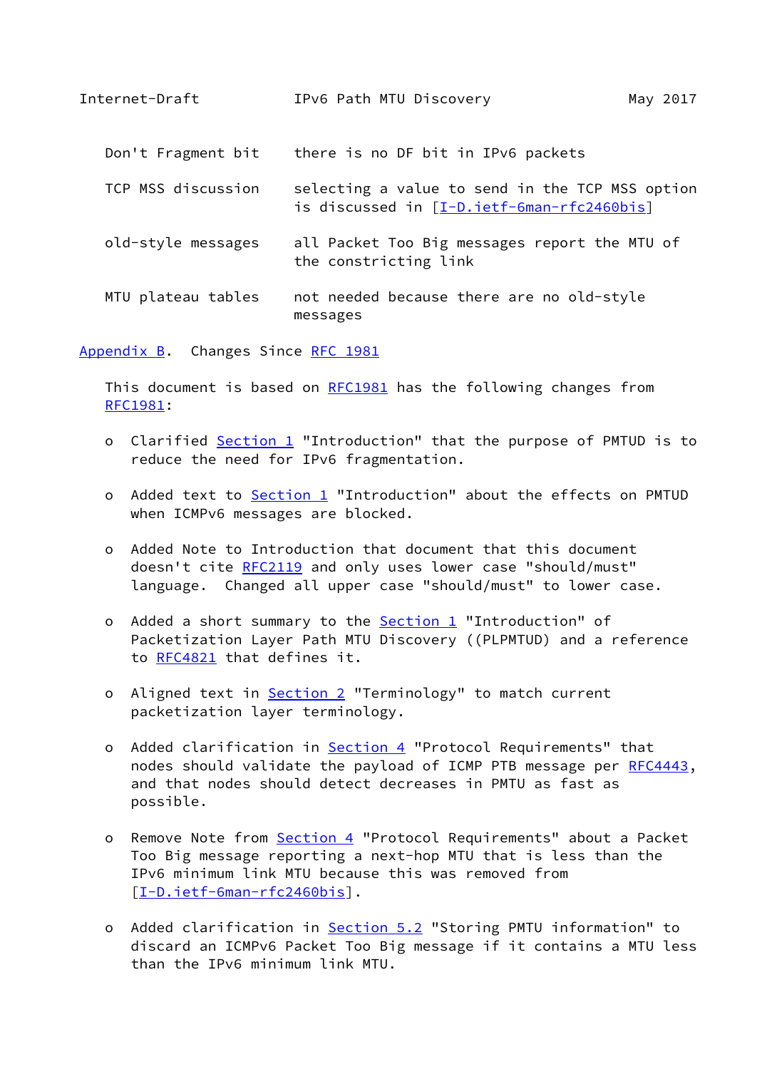| | |
|---|---|
| Don't Fragment bit | there is no DF bit in IPv6 packets |
| TCP MSS discussion | selecting a value to send in the TCP MSS option is discussed in [I-D.ietf-6man-rfc2460bis] |
| old-style messages | all Packet Too Big messages report the MTU of the constricting link |
| MTU plateau tables | not needed because there are no old-style messages |

## Appendix B. Changes Since RFC 1981

This document is based on RFC1981 has the following changes from RFC1981:

- Clarified Section 1 "Introduction" that the purpose of PMTUD is to reduce the need for IPv6 fragmentation.
- Added text to Section 1 "Introduction" about the effects on PMTUD when ICMPv6 messages are blocked.
- Added Note to Introduction that document that this document doesn't cite RFC2119 and only uses lower case "should/must" language. Changed all upper case "should/must" to lower case.
- Added a short summary to the Section 1 "Introduction" of Packetization Layer Path MTU Discovery ((PLPMTUD) and a reference to RFC4821 that defines it.
- Aligned text in Section 2 "Terminology" to match current packetization layer terminology.
- Added clarification in Section 4 "Protocol Requirements" that nodes should validate the payload of ICMP PTB message per RFC4443, and that nodes should detect decreases in PMTU as fast as possible.
- Remove Note from Section 4 "Protocol Requirements" about a Packet Too Big message reporting a next-hop MTU that is less than the IPv6 minimum link MTU because this was removed from [I-D.ietf-6man-rfc2460bis].
- Added clarification in Section 5.2 "Storing PMTU information" to discard an ICMPv6 Packet Too Big message if it contains a MTU less than the IPv6 minimum link MTU.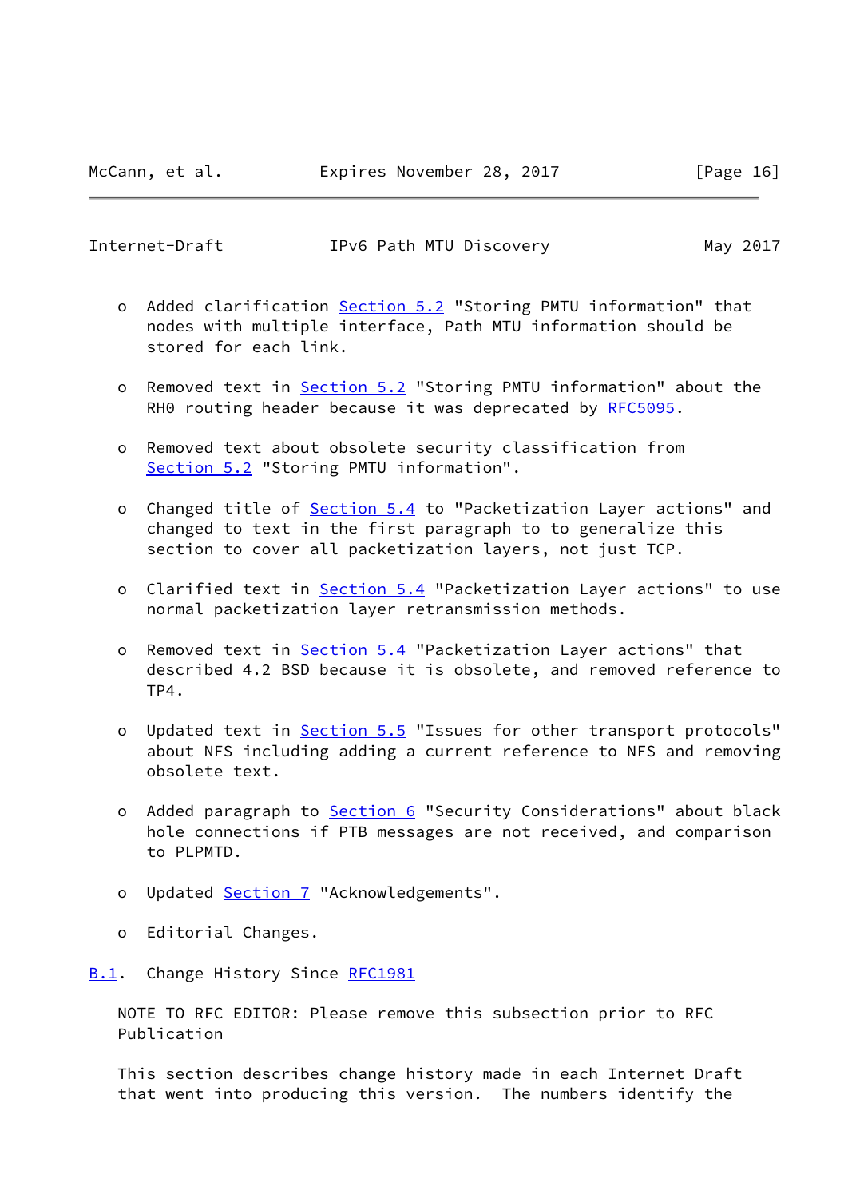- Added clarification Section 5.2 "Storing PMTU information" that nodes with multiple interface, Path MTU information should be stored for each link.

- Removed text in Section 5.2 "Storing PMTU information" about the RH0 routing header because it was deprecated by RFC5095.

- Removed text about obsolete security classification from Section 5.2 "Storing PMTU information".

- Changed title of Section 5.4 to "Packetization Layer actions" and changed to text in the first paragraph to to generalize this section to cover all packetization layers, not just TCP.

- Clarified text in Section 5.4 "Packetization Layer actions" to use normal packetization layer retransmission methods.

- Removed text in Section 5.4 "Packetization Layer actions" that described 4.2 BSD because it is obsolete, and removed reference to TP4.

- Updated text in Section 5.5 "Issues for other transport protocols" about NFS including adding a current reference to NFS and removing obsolete text.

- Added paragraph to Section 6 "Security Considerations" about black hole connections if PTB messages are not received, and comparison to PLPMTD.

- Updated Section 7 "Acknowledgements".

- Editorial Changes.

## B.1. Change History Since RFC1981

NOTE TO RFC EDITOR: Please remove this subsection prior to RFC Publication

This section describes change history made in each Internet Draft that went into producing this version. The numbers identify the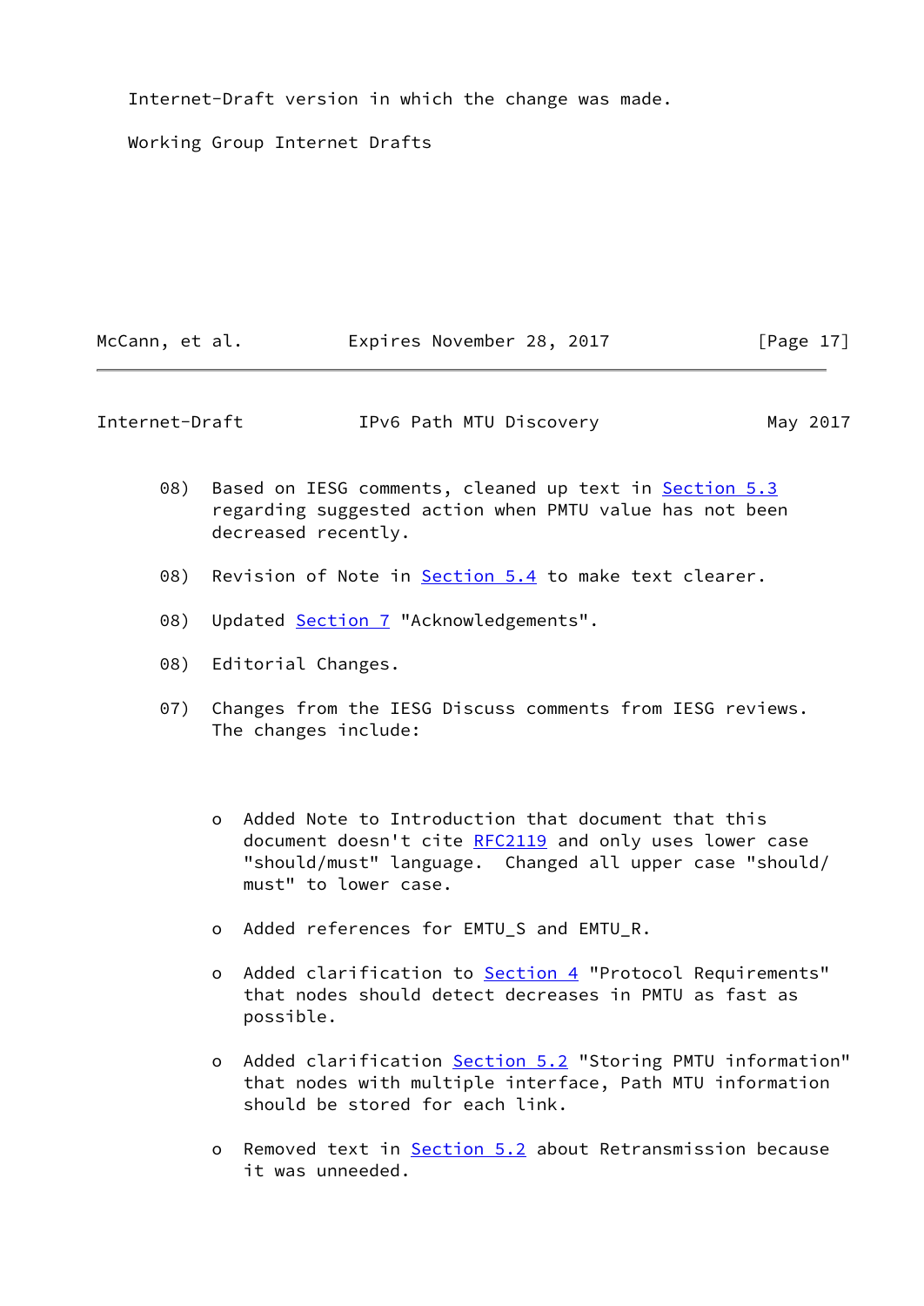Internet-Draft version in which the change was made.

Working Group Internet Drafts

08) Based on IESG comments, cleaned up text in Section 5.3 regarding suggested action when PMTU value has not been decreased recently.

08) Revision of Note in Section 5.4 to make text clearer.

08) Updated Section 7 "Acknowledgements".

08) Editorial Changes.

07) Changes from the IESG Discuss comments from IESG reviews. The changes include:

- Added Note to Introduction that document that this document doesn't cite RFC2119 and only uses lower case "should/must" language. Changed all upper case "should/must" to lower case.

- Added references for EMTU_S and EMTU_R.

- Added clarification to Section 4 "Protocol Requirements" that nodes should detect decreases in PMTU as fast as possible.

- Added clarification Section 5.2 "Storing PMTU information" that nodes with multiple interface, Path MTU information should be stored for each link.

- Removed text in Section 5.2 about Retransmission because it was unneeded.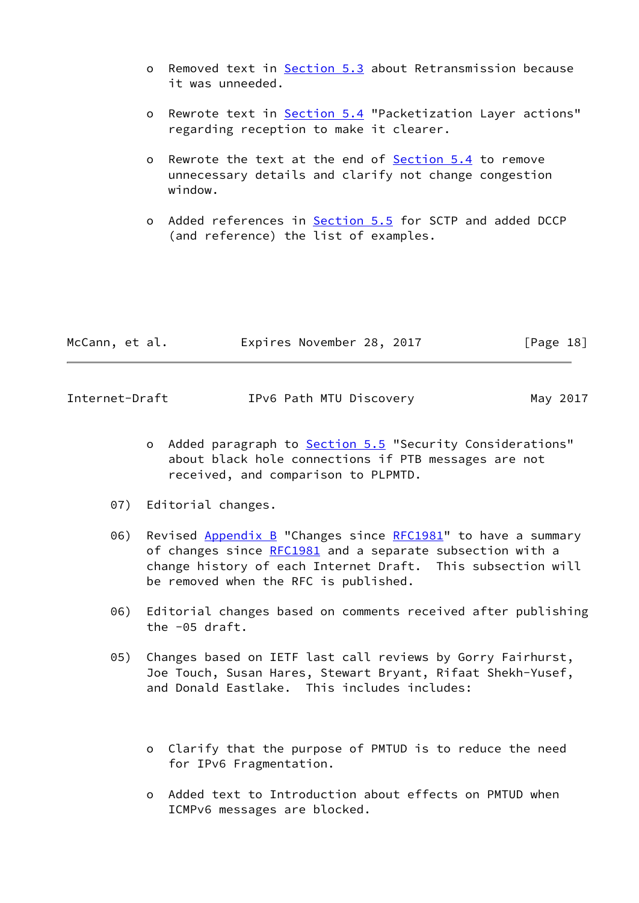- Removed text in Section 5.3 about Retransmission because it was unneeded.

- Rewrote text in Section 5.4 "Packetization Layer actions" regarding reception to make it clearer.

- Rewrote the text at the end of Section 5.4 to remove unnecessary details and clarify not change congestion window.

- Added references in Section 5.5 for SCTP and added DCCP (and reference) the list of examples.

- Added paragraph to Section 5.5 "Security Considerations" about black hole connections if PTB messages are not received, and comparison to PLPMTD.

07) Editorial changes.

06) Revised Appendix B "Changes since RFC1981" to have a summary of changes since RFC1981 and a separate subsection with a change history of each Internet Draft. This subsection will be removed when the RFC is published.

06) Editorial changes based on comments received after publishing the -05 draft.

05) Changes based on IETF last call reviews by Gorry Fairhurst, Joe Touch, Susan Hares, Stewart Bryant, Rifaat Shekh-Yusef, and Donald Eastlake. This includes includes:

- Clarify that the purpose of PMTUD is to reduce the need for IPv6 Fragmentation.

- Added text to Introduction about effects on PMTUD when ICMPv6 messages are blocked.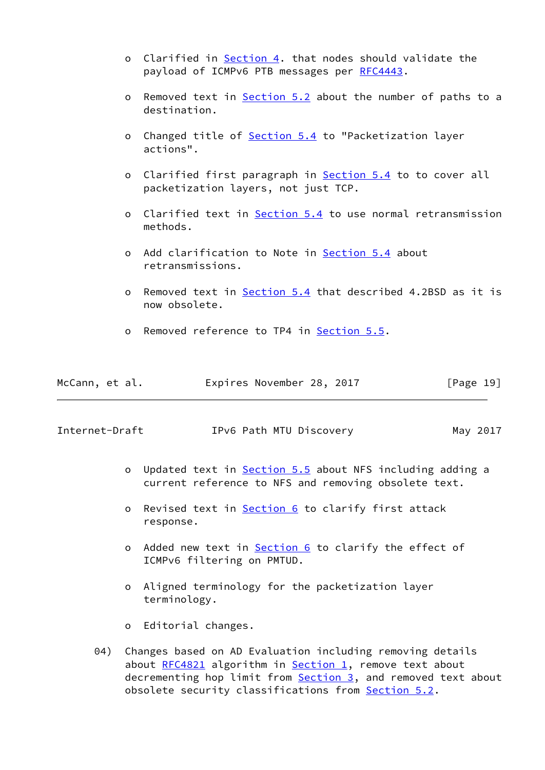- Clarified in Section 4. that nodes should validate the payload of ICMPv6 PTB messages per RFC4443.

- Removed text in Section 5.2 about the number of paths to a destination.

- Changed title of Section 5.4 to "Packetization layer actions".

- Clarified first paragraph in Section 5.4 to to cover all packetization layers, not just TCP.

- Clarified text in Section 5.4 to use normal retransmission methods.

- Add clarification to Note in Section 5.4 about retransmissions.

- Removed text in Section 5.4 that described 4.2BSD as it is now obsolete.

- Removed reference to TP4 in Section 5.5.

- Updated text in Section 5.5 about NFS including adding a current reference to NFS and removing obsolete text.

- Revised text in Section 6 to clarify first attack response.

- Added new text in Section 6 to clarify the effect of ICMPv6 filtering on PMTUD.

- Aligned terminology for the packetization layer terminology.

- Editorial changes.

04) Changes based on AD Evaluation including removing details about RFC4821 algorithm in Section 1, remove text about decrementing hop limit from Section 3, and removed text about obsolete security classifications from Section 5.2.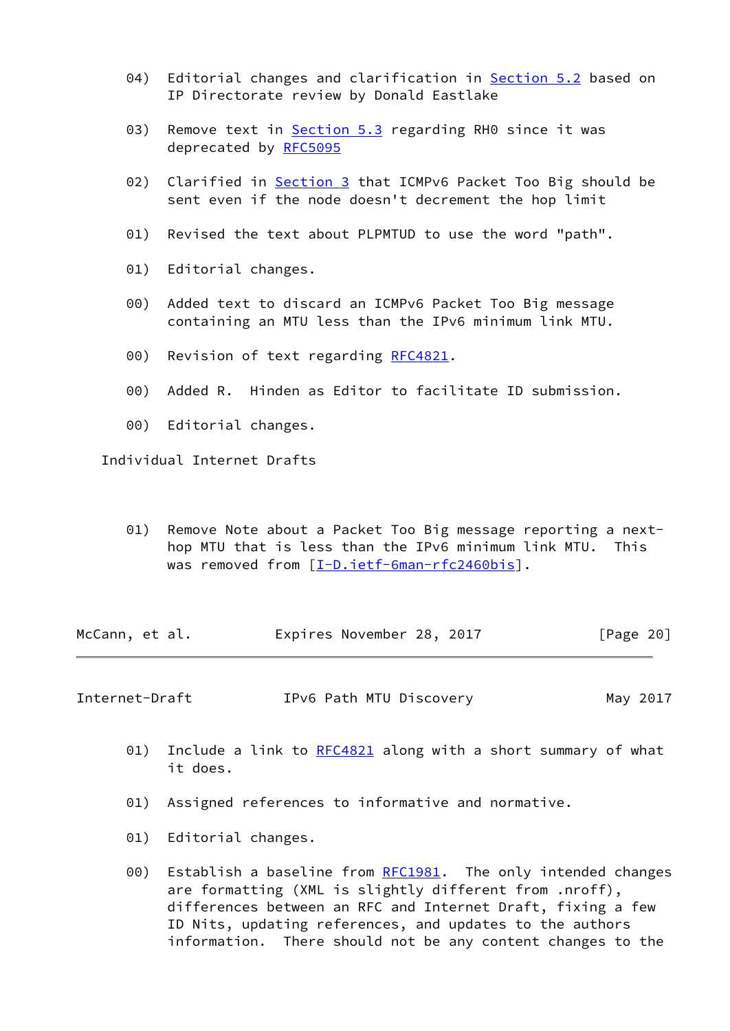04) Editorial changes and clarification in Section 5.2 based on IP Directorate review by Donald Eastlake

03) Remove text in Section 5.3 regarding RH0 since it was deprecated by RFC5095

02) Clarified in Section 3 that ICMPv6 Packet Too Big should be sent even if the node doesn't decrement the hop limit

01) Revised the text about PLPMTUD to use the word "path".

01) Editorial changes.

00) Added text to discard an ICMPv6 Packet Too Big message containing an MTU less than the IPv6 minimum link MTU.

00) Revision of text regarding RFC4821.

00) Added R. Hinden as Editor to facilitate ID submission.

00) Editorial changes.

Individual Internet Drafts

01) Remove Note about a Packet Too Big message reporting a next-hop MTU that is less than the IPv6 minimum link MTU. This was removed from [I-D.ietf-6man-rfc2460bis].

01) Include a link to RFC4821 along with a short summary of what it does.

01) Assigned references to informative and normative.

01) Editorial changes.

00) Establish a baseline from RFC1981. The only intended changes are formatting (XML is slightly different from .nroff), differences between an RFC and Internet Draft, fixing a few ID Nits, updating references, and updates to the authors information. There should not be any content changes to the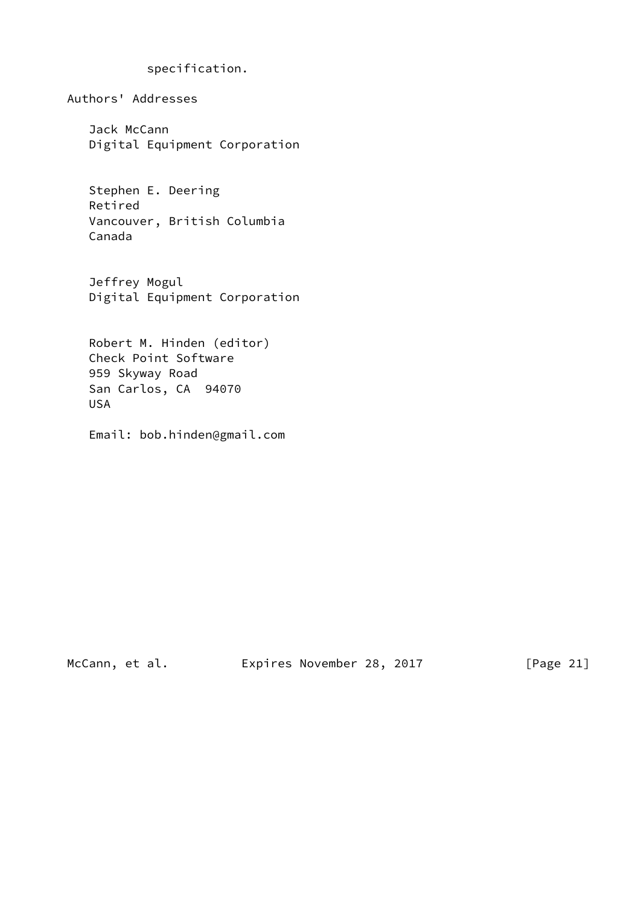specification.

## Authors' Addresses

Jack McCann
Digital Equipment Corporation

Stephen E. Deering
Retired
Vancouver, British Columbia
Canada

Jeffrey Mogul
Digital Equipment Corporation

Robert M. Hinden (editor)
Check Point Software
959 Skyway Road
San Carlos, CA  94070
USA

Email: bob.hinden@gmail.com